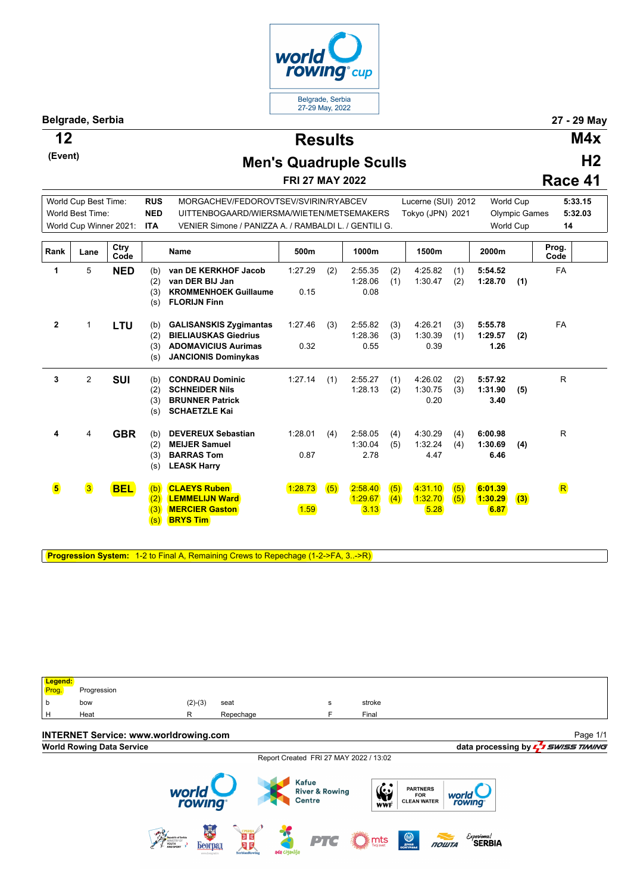Belgrade, Serbia
27-29 May, 2022

**Belgrade, Serbia** **27 - 29 May**

# Results

## Men's Quadruple Sculls

**12** (Event) **M4x** **H2** **Race 41**

**FRI 27 MAY 2022**

| | | | | | |
|---|---|---|---|---|---|
| World Cup Best Time: | RUS | MORGACHEV/FEDOROVTSEV/SVIRIN/RYABCEV | Lucerne (SUI) 2012 | World Cup | 5:33.15 |
| World Best Time: | NED | UITTENBOGAARD/WIERSMA/WIETEN/METSEMAKERS | Tokyo (JPN) 2021 | Olympic Games | 5:32.03 |
| World Cup Winner 2021: | ITA | VENIER Simone / PANIZZA A. / RAMBALDI L. / GENTILI G. | | World Cup | 14 |

| Rank | Lane | Ctry Code | | Name | 500m | | 1000m | | 1500m | | 2000m | | Prog. Code |
|---|---|---|---|---|---|---|---|---|---|---|---|---|---|
| 1 | 5 | NED | (b) | van DE KERKHOF Jacob | 1:27.29 | (2) | 2:55.35 | (2) | 4:25.82 | (1) | 5:54.52 | | FA |
| | | | (2) | van DER BIJ Jan | | | 1:28.06 | (1) | 1:30.47 | (2) | 1:28.70 | (1) | |
| | | | (3) | KROMMENHOEK Guillaume | 0.15 | | 0.08 | | | | | | |
| | | | (s) | FLORIJN Finn | | | | | | | | | |
| 2 | 1 | LTU | (b) | GALISANSKIS Zygimantas | 1:27.46 | (3) | 2:55.82 | (3) | 4:26.21 | (3) | 5:55.78 | | FA |
| | | | (2) | BIELIAUSKAS Giedrius | | | 1:28.36 | (3) | 1:30.39 | (1) | 1:29.57 | (2) | |
| | | | (3) | ADOMAVICIUS Aurimas | 0.32 | | 0.55 | | 0.39 | | 1.26 | | |
| | | | (s) | JANCIONIS Dominykas | | | | | | | | | |
| 3 | 2 | SUI | (b) | CONDRAU Dominic | 1:27.14 | (1) | 2:55.27 | (1) | 4:26.02 | (2) | 5:57.92 | | R |
| | | | (2) | SCHNEIDER Nils | | | 1:28.13 | (2) | 1:30.75 | (3) | 1:31.90 | (5) | |
| | | | (3) | BRUNNER Patrick | | | | | 0.20 | | 3.40 | | |
| | | | (s) | SCHAETZLE Kai | | | | | | | | | |
| 4 | 4 | GBR | (b) | DEVEREUX Sebastian | 1:28.01 | (4) | 2:58.05 | (4) | 4:30.29 | (4) | 6:00.98 | | R |
| | | | (2) | MEIJER Samuel | | | 1:30.04 | (5) | 1:32.24 | (4) | 1:30.69 | (4) | |
| | | | (3) | BARRAS Tom | 0.87 | | 2.78 | | 4.47 | | 6.46 | | |
| | | | (s) | LEASK Harry | | | | | | | | | |
| 5 | 3 | BEL | (b) | CLAEYS Ruben | 1:28.73 | (5) | 2:58.40 | (5) | 4:31.10 | (5) | 6:01.39 | | R |
| | | | (2) | LEMMELIJN Ward | | | 1:29.67 | (4) | 1:32.70 | (5) | 1:30.29 | (3) | |
| | | | (3) | MERCIER Gaston | 1.59 | | 3.13 | | 5.28 | | 6.87 | | |
| | | | (s) | BRYS Tim | | | | | | | | | |

**Progression System:** 1-2 to Final A, Remaining Crews to Repechage (1-2->FA, 3..->R)

**Legend:**

| | | | | | |
|---|---|---|---|---|---|
| Prog. | Progression | | | | |
| b | bow | (2)-(3) | seat | s | stroke |
| H | Heat | R | Repechage | F | Final |

**INTERNET Service: www.worldrowing.com**
**World Rowing Data Service** data processing by SWISS TIMING
Report Created FRI 27 MAY 2022 / 13:02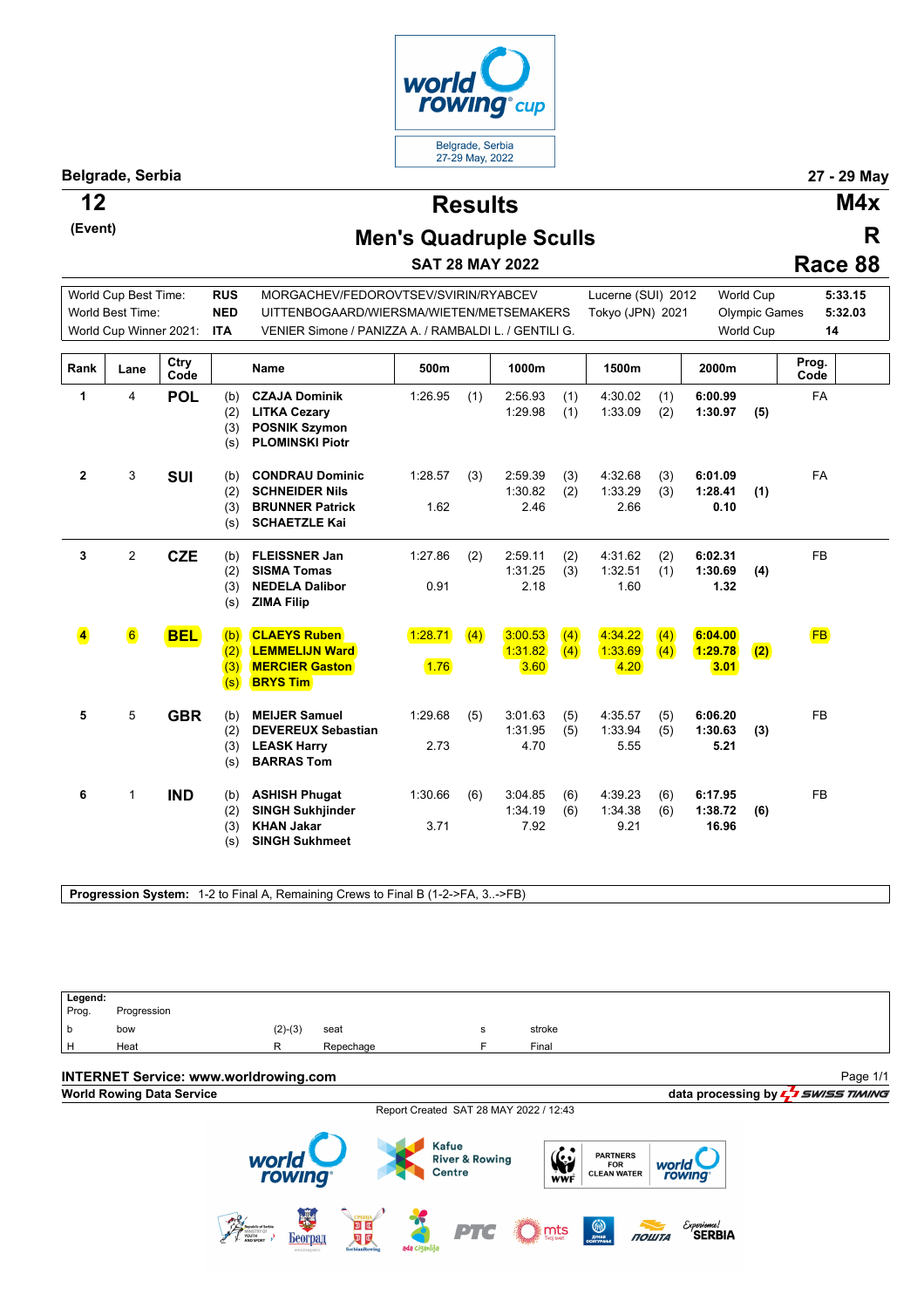world rowing cup
Belgrade, Serbia
27-29 May, 2022

**Belgrade, Serbia** **27 - 29 May**

# 12 (Event) — Results — M4x

## Men's Quadruple Sculls — R

### SAT 28 MAY 2022 — Race 88

| | | | | | |
|---|---|---|---|---|---|
| World Cup Best Time: | RUS | MORGACHEV/FEDOROVTSEV/SVIRIN/RYABCEV | Lucerne (SUI) 2012 | World Cup | 5:33.15 |
| World Best Time: | NED | UITTENBOGAARD/WIERSMA/WIETEN/METSEMAKERS | Tokyo (JPN) 2021 | Olympic Games | 5:32.03 |
| World Cup Winner 2021: | ITA | VENIER Simone / PANIZZA A. / RAMBALDI L. / GENTILI G. | | World Cup | 14 |

| Rank | Lane | Ctry Code | | Name | 500m | | 1000m | | 1500m | | 2000m | | Prog. Code |
|---|---|---|---|---|---|---|---|---|---|---|---|---|---|
| 1 | 4 | POL | (b) | CZAJA Dominik | 1:26.95 | (1) | 2:56.93 | (1) | 4:30.02 | (1) | **6:00.99** | | FA |
| | | | (2) | LITKA Cezary | | | 1:29.98 | (1) | 1:33.09 | (2) | **1:30.97** | **(5)** | |
| | | | (3) | POSNIK Szymon | | | | | | | | | |
| | | | (s) | PLOMINSKI Piotr | | | | | | | | | |
| 2 | 3 | SUI | (b) | CONDRAU Dominic | 1:28.57 | (3) | 2:59.39 | (3) | 4:32.68 | (3) | **6:01.09** | | FA |
| | | | (2) | SCHNEIDER Nils | | | 1:30.82 | (2) | 1:33.29 | (3) | **1:28.41** | **(1)** | |
| | | | (3) | BRUNNER Patrick | 1.62 | | 2.46 | | 2.66 | | **0.10** | | |
| | | | (s) | SCHAETZLE Kai | | | | | | | | | |
| 3 | 2 | CZE | (b) | FLEISSNER Jan | 1:27.86 | (2) | 2:59.11 | (2) | 4:31.62 | (2) | **6:02.31** | | FB |
| | | | (2) | SISMA Tomas | | | 1:31.25 | (3) | 1:32.51 | (1) | **1:30.69** | **(4)** | |
| | | | (3) | NEDELA Dalibor | 0.91 | | 2.18 | | 1.60 | | **1.32** | | |
| | | | (s) | ZIMA Filip | | | | | | | | | |
| 4 | 6 | BEL | (b) | CLAEYS Ruben | 1:28.71 | (4) | 3:00.53 | (4) | 4:34.22 | (4) | **6:04.00** | | FB |
| | | | (2) | LEMMELIJN Ward | | | 1:31.82 | (4) | 1:33.69 | (4) | **1:29.78** | **(2)** | |
| | | | (3) | MERCIER Gaston | 1.76 | | 3.60 | | 4.20 | | **3.01** | | |
| | | | (s) | BRYS Tim | | | | | | | | | |
| 5 | 5 | GBR | (b) | MEIJER Samuel | 1:29.68 | (5) | 3:01.63 | (5) | 4:35.57 | (5) | **6:06.20** | | FB |
| | | | (2) | DEVEREUX Sebastian | | | 1:31.95 | (5) | 1:33.94 | (5) | **1:30.63** | **(3)** | |
| | | | (3) | LEASK Harry | 2.73 | | 4.70 | | 5.55 | | **5.21** | | |
| | | | (s) | BARRAS Tom | | | | | | | | | |
| 6 | 1 | IND | (b) | ASHISH Phugat | 1:30.66 | (6) | 3:04.85 | (6) | 4:39.23 | (6) | **6:17.95** | | FB |
| | | | (2) | SINGH Sukhjinder | | | 1:34.19 | (6) | 1:34.38 | (6) | **1:38.72** | **(6)** | |
| | | | (3) | KHAN Jakar | 3.71 | | 7.92 | | 9.21 | | **16.96** | | |
| | | | (s) | SINGH Sukhmeet | | | | | | | | | |

**Progression System:** 1-2 to Final A, Remaining Crews to Final B (1-2->FA, 3..->FB)

**Legend:**

| | | | | | |
|---|---|---|---|---|---|
| Prog. | Progression | | | | |
| b | bow | (2)-(3) | seat | s | stroke |
| H | Heat | R | Repechage | F | Final |

**INTERNET Service: www.worldrowing.com**
**World Rowing Data Service** — data processing by SWISS TIMING

Report Created SAT 28 MAY 2022 / 12:43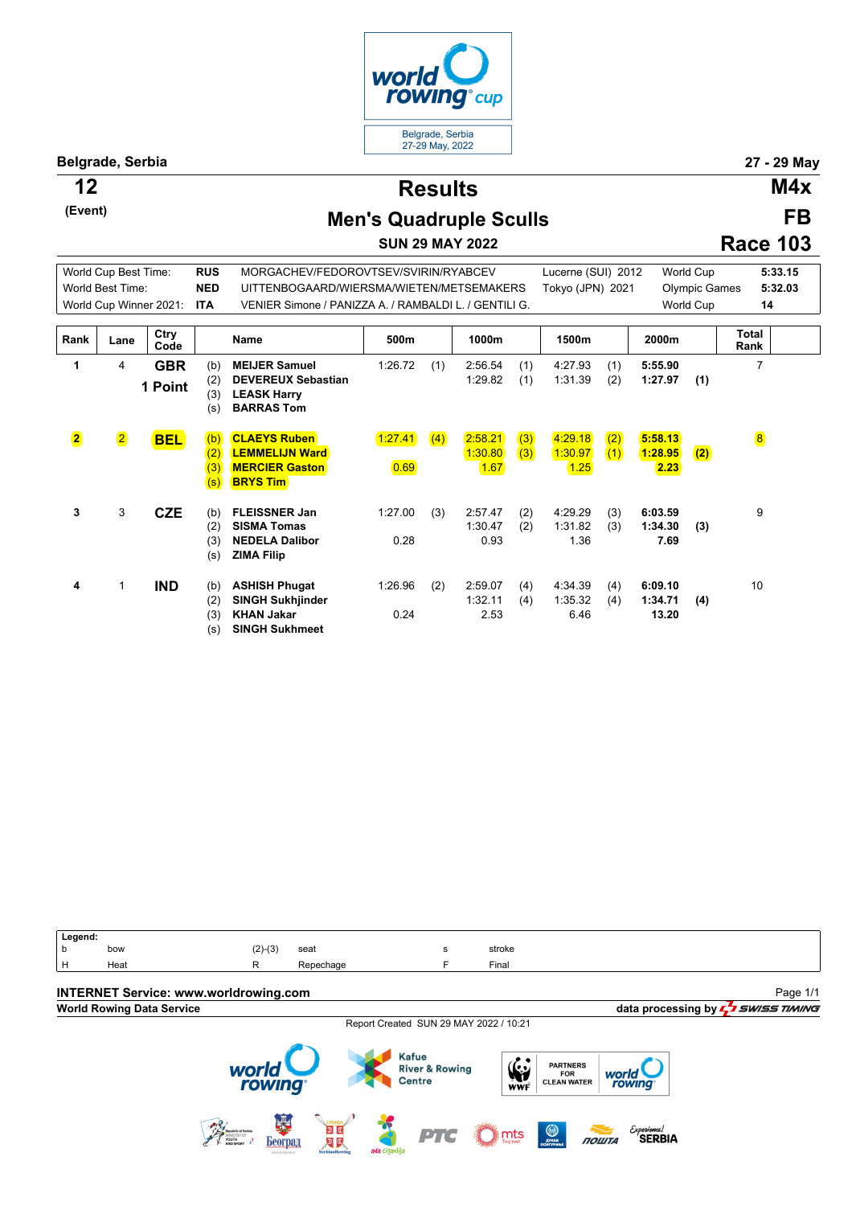Belgrade, Serbia
27-29 May, 2022

**Belgrade, Serbia** **27 - 29 May**

# Results

## Men's Quadruple Sculls

**12** (Event) — **M4x** — **FB** — **Race 103**

**SUN 29 MAY 2022**

| | | | | | |
|---|---|---|---|---|---|
| World Cup Best Time: | RUS | MORGACHEV/FEDOROVTSEV/SVIRIN/RYABCEV | Lucerne (SUI) 2012 | World Cup | 5:33.15 |
| World Best Time: | NED | UITTENBOGAARD/WIERSMA/WIETEN/METSEMAKERS | Tokyo (JPN) 2021 | Olympic Games | 5:32.03 |
| World Cup Winner 2021: | ITA | VENIER Simone / PANIZZA A. / RAMBALDI L. / GENTILI G. | | World Cup | 14 |

| Rank | Lane | Ctry Code | | Name | 500m | | 1000m | | 1500m | | 2000m | | Total Rank |
|---|---|---|---|---|---|---|---|---|---|---|---|---|---|
| 1 | 4 | GBR | (b) | MEIJER Samuel | 1:26.72 | (1) | 2:56.54 | (1) | 4:27.93 | (1) | 5:55.90 | | 7 |
| | | 1 Point | (2) | DEVEREUX Sebastian | | | 1:29.82 | (1) | 1:31.39 | (2) | 1:27.97 | (1) | |
| | | | (3) | LEASK Harry | | | | | | | | | |
| | | | (s) | BARRAS Tom | | | | | | | | | |
| 2 | 2 | BEL | (b) | CLAEYS Ruben | 1:27.41 | (4) | 2:58.21 | (3) | 4:29.18 | (2) | 5:58.13 | | 8 |
| | | | (2) | LEMMELIJN Ward | | | 1:30.80 | (3) | 1:30.97 | (1) | 1:28.95 | (2) | |
| | | | (3) | MERCIER Gaston | 0.69 | | 1.67 | | 1.25 | | 2.23 | | |
| | | | (s) | BRYS Tim | | | | | | | | | |
| 3 | 3 | CZE | (b) | FLEISSNER Jan | 1:27.00 | (3) | 2:57.47 | (2) | 4:29.29 | (3) | 6:03.59 | | 9 |
| | | | (2) | SISMA Tomas | | | 1:30.47 | (2) | 1:31.82 | (3) | 1:34.30 | (3) | |
| | | | (3) | NEDELA Dalibor | 0.28 | | 0.93 | | 1.36 | | 7.69 | | |
| | | | (s) | ZIMA Filip | | | | | | | | | |
| 4 | 1 | IND | (b) | ASHISH Phugat | 1:26.96 | (2) | 2:59.07 | (4) | 4:34.39 | (4) | 6:09.10 | | 10 |
| | | | (2) | SINGH Sukhjinder | | | 1:32.11 | (4) | 1:35.32 | (4) | 1:34.71 | (4) | |
| | | | (3) | KHAN Jakar | 0.24 | | 2.53 | | 6.46 | | 13.20 | | |
| | | | (s) | SINGH Sukhmeet | | | | | | | | | |

**Legend:**

| | | | | | |
|---|---|---|---|---|---|
| b | bow | (2)-(3) | seat | s | stroke |
| H | Heat | R | Repechage | F | Final |

**INTERNET Service: www.worldrowing.com**
**World Rowing Data Service** — data processing by SWISS TIMING

Report Created SUN 29 MAY 2022 / 10:21